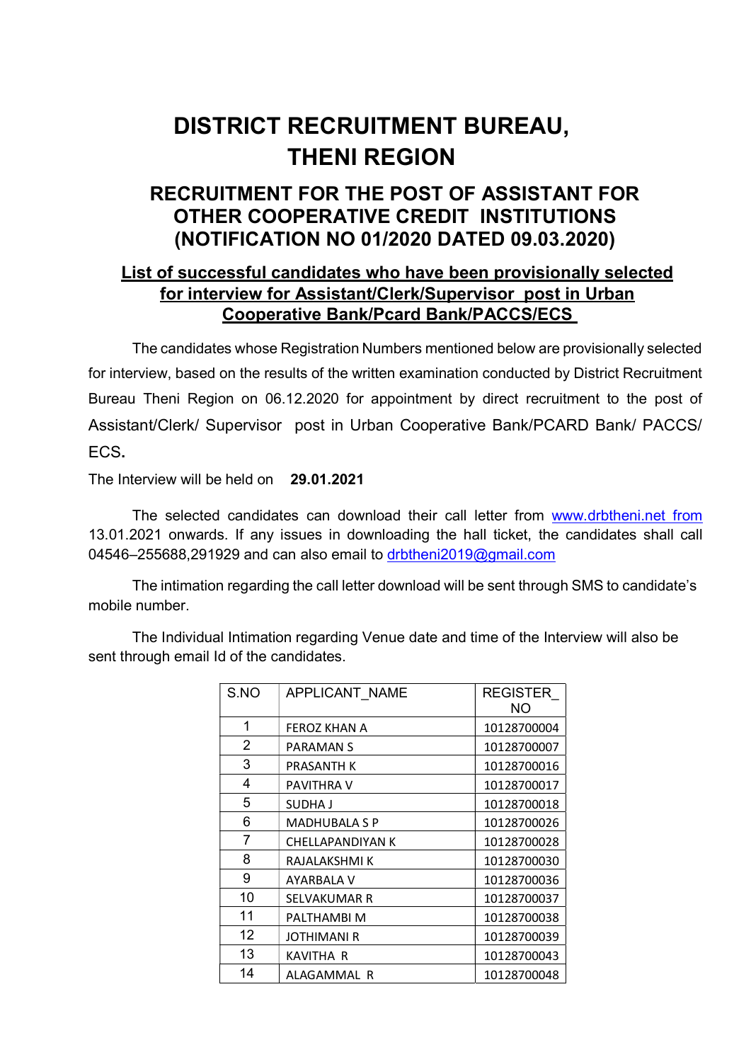# DISTRICT RECRUITMENT BUREAU, THENI REGION

## RECRUITMENT FOR THE POST OF ASSISTANT FOR OTHER COOPERATIVE CREDIT INSTITUTIONS (NOTIFICATION NO 01/2020 DATED 09.03.2020)

### List of successful candidates who have been provisionally selected for interview for Assistant/Clerk/Supervisor post in Urban Cooperative Bank/Pcard Bank/PACCS/ECS

The candidates whose Registration Numbers mentioned below are provisionally selected for interview, based on the results of the written examination conducted by District Recruitment Bureau Theni Region on 06.12.2020 for appointment by direct recruitment to the post of Assistant/Clerk/ Supervisor post in Urban Cooperative Bank/PCARD Bank/ PACCS/ ECS.

The Interview will be held on **29.01.2021**

The selected candidates can download their call letter from www.drbtheni.net from 13.01.2021 onwards. If any issues in downloading the hall ticket, the candidates shall call 04546–255688,291929 and can also email to drbtheni2019@gmail.com

The intimation regarding the call letter download will be sent through SMS to candidate's mobile number.

The Individual Intimation regarding Venue date and time of the Interview will also be sent through email Id of the candidates.

| S.NO | APPLICANT_NAME | REGISTER_NO |
|---|---|---|
| 1 | FEROZ KHAN A | 10128700004 |
| 2 | PARAMAN S | 10128700007 |
| 3 | PRASANTH K | 10128700016 |
| 4 | PAVITHRA V | 10128700017 |
| 5 | SUDHA J | 10128700018 |
| 6 | MADHUBALA S P | 10128700026 |
| 7 | CHELLAPANDIYAN K | 10128700028 |
| 8 | RAJALAKSHMI K | 10128700030 |
| 9 | AYARBALA V | 10128700036 |
| 10 | SELVAKUMAR R | 10128700037 |
| 11 | PALTHAMBI M | 10128700038 |
| 12 | JOTHIMANI R | 10128700039 |
| 13 | KAVITHA R | 10128700043 |
| 14 | ALAGAMMAL R | 10128700048 |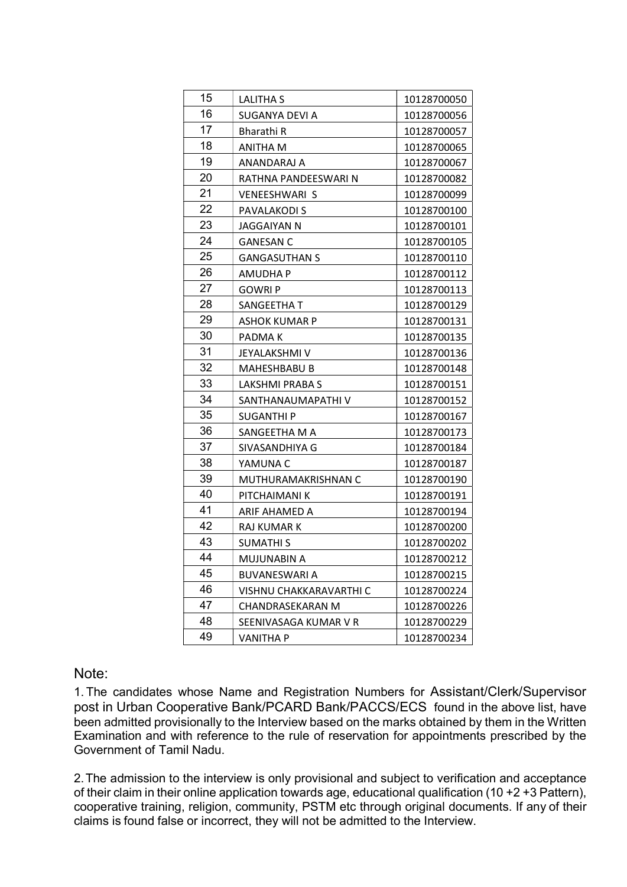| | | |
|---|---|---|
| 15 | LALITHA S | 10128700050 |
| 16 | SUGANYA DEVI A | 10128700056 |
| 17 | Bharathi R | 10128700057 |
| 18 | ANITHA M | 10128700065 |
| 19 | ANANDARAJ A | 10128700067 |
| 20 | RATHNA PANDEESWARI N | 10128700082 |
| 21 | VENEESHWARI S | 10128700099 |
| 22 | PAVALAKODI S | 10128700100 |
| 23 | JAGGAIYAN N | 10128700101 |
| 24 | GANESAN C | 10128700105 |
| 25 | GANGASUTHAN S | 10128700110 |
| 26 | AMUDHA P | 10128700112 |
| 27 | GOWRI P | 10128700113 |
| 28 | SANGEETHA T | 10128700129 |
| 29 | ASHOK KUMAR P | 10128700131 |
| 30 | PADMA K | 10128700135 |
| 31 | JEYALAKSHMI V | 10128700136 |
| 32 | MAHESHBABU B | 10128700148 |
| 33 | LAKSHMI PRABA S | 10128700151 |
| 34 | SANTHANAUMAPATHI V | 10128700152 |
| 35 | SUGANTHI P | 10128700167 |
| 36 | SANGEETHA M A | 10128700173 |
| 37 | SIVASANDHIYA G | 10128700184 |
| 38 | YAMUNA C | 10128700187 |
| 39 | MUTHURAMAKRISHNAN C | 10128700190 |
| 40 | PITCHAIMANI K | 10128700191 |
| 41 | ARIF AHAMED A | 10128700194 |
| 42 | RAJ KUMAR K | 10128700200 |
| 43 | SUMATHI S | 10128700202 |
| 44 | MUJUNABIN A | 10128700212 |
| 45 | BUVANESWARI A | 10128700215 |
| 46 | VISHNU CHAKKARAVARTHI C | 10128700224 |
| 47 | CHANDRASEKARAN M | 10128700226 |
| 48 | SEENIVASAGA KUMAR V R | 10128700229 |
| 49 | VANITHA P | 10128700234 |

Note:

1. The candidates whose Name and Registration Numbers for Assistant/Clerk/Supervisor post in Urban Cooperative Bank/PCARD Bank/PACCS/ECS found in the above list, have been admitted provisionally to the Interview based on the marks obtained by them in the Written Examination and with reference to the rule of reservation for appointments prescribed by the Government of Tamil Nadu.

2. The admission to the interview is only provisional and subject to verification and acceptance of their claim in their online application towards age, educational qualification (10 +2 +3 Pattern), cooperative training, religion, community, PSTM etc through original documents. If any of their claims is found false or incorrect, they will not be admitted to the Interview.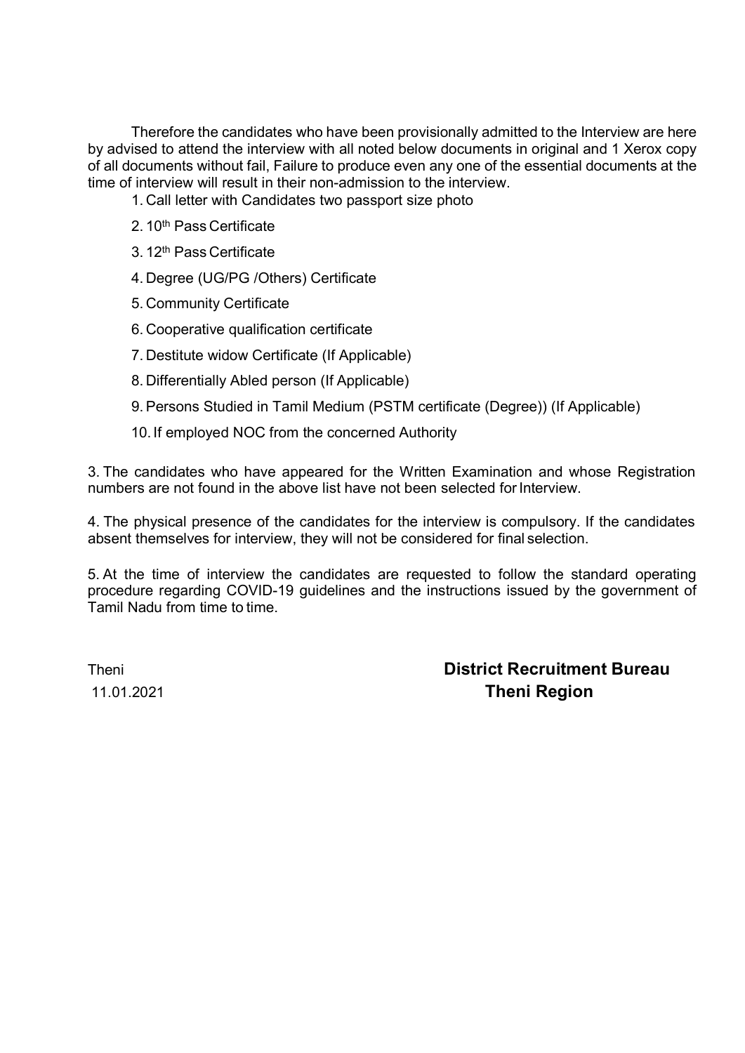Therefore the candidates who have been provisionally admitted to the Interview are here by advised to attend the interview with all noted below documents in original and 1 Xerox copy of all documents without fail, Failure to produce even any one of the essential documents at the time of interview will result in their non-admission to the interview.

1. Call letter with Candidates two passport size photo
2. 10th Pass Certificate
3. 12th Pass Certificate
4. Degree (UG/PG /Others) Certificate
5. Community Certificate
6. Cooperative qualification certificate
7. Destitute widow Certificate (If Applicable)
8. Differentially Abled person (If Applicable)
9. Persons Studied in Tamil Medium (PSTM certificate (Degree)) (If Applicable)
10. If employed NOC from the concerned Authority

3. The candidates who have appeared for the Written Examination and whose Registration numbers are not found in the above list have not been selected for Interview.

4. The physical presence of the candidates for the interview is compulsory. If the candidates absent themselves for interview, they will not be considered for final selection.

5. At the time of interview the candidates are requested to follow the standard operating procedure regarding COVID-19 guidelines and the instructions issued by the government of Tamil Nadu from time to time.

Theni
11.01.2021

**District Recruitment Bureau**
**Theni Region**